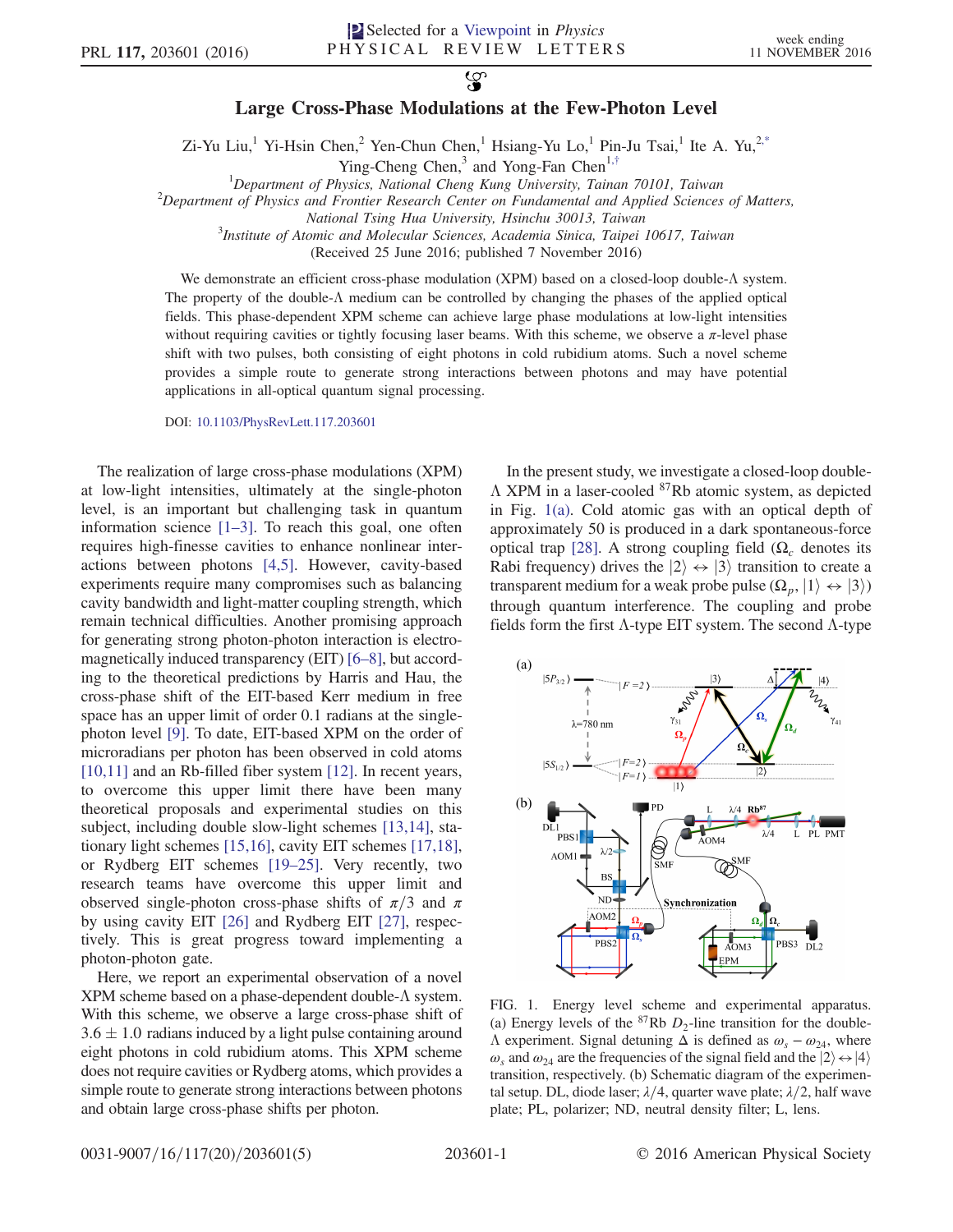Selected for a Viewpoint in *Physics*

# Large Cross-Phase Modulations at the Few-Photon Level

Zi-Yu Liu,[1] Yi-Hsin Chen,[2] Yen-Chun Chen,[1] Hsiang-Yu Lo,[1] Pin-Ju Tsai,[1] Ite A. Yu,[2,*] Ying-Cheng Chen,[3] and Yong-Fan Chen[1,†]

[1]*Department of Physics, National Cheng Kung University, Tainan 70101, Taiwan*
[2]*Department of Physics and Frontier Research Center on Fundamental and Applied Sciences of Matters, National Tsing Hua University, Hsinchu 30013, Taiwan*
[3]*Institute of Atomic and Molecular Sciences, Academia Sinica, Taipei 10617, Taiwan*

(Received 25 June 2016; published 7 November 2016)

We demonstrate an efficient cross-phase modulation (XPM) based on a closed-loop double-$\Lambda$ system. The property of the double-$\Lambda$ medium can be controlled by changing the phases of the applied optical fields. This phase-dependent XPM scheme can achieve large phase modulations at low-light intensities without requiring cavities or tightly focusing laser beams. With this scheme, we observe a $\pi$-level phase shift with two pulses, both consisting of eight photons in cold rubidium atoms. Such a novel scheme provides a simple route to generate strong interactions between photons and may have potential applications in all-optical quantum signal processing.

DOI: 10.1103/PhysRevLett.117.203601

The realization of large cross-phase modulations (XPM) at low-light intensities, ultimately at the single-photon level, is an important but challenging task in quantum information science [1–3]. To reach this goal, one often requires high-finesse cavities to enhance nonlinear interactions between photons [4,5]. However, cavity-based experiments require many compromises such as balancing cavity bandwidth and light-matter coupling strength, which remain technical difficulties. Another promising approach for generating strong photon-photon interaction is electromagnetically induced transparency (EIT) [6–8], but according to the theoretical predictions by Harris and Hau, the cross-phase shift of the EIT-based Kerr medium in free space has an upper limit of order 0.1 radians at the single-photon level [9]. To date, EIT-based XPM on the order of microradians per photon has been observed in cold atoms [10,11] and an Rb-filled fiber system [12]. In recent years, to overcome this upper limit there have been many theoretical proposals and experimental studies on this subject, including double slow-light schemes [13,14], stationary light schemes [15,16], cavity EIT schemes [17,18], or Rydberg EIT schemes [19–25]. Very recently, two research teams have overcome this upper limit and observed single-photon cross-phase shifts of $\pi/3$ and $\pi$ by using cavity EIT [26] and Rydberg EIT [27], respectively. This is great progress toward implementing a photon-photon gate.

Here, we report an experimental observation of a novel XPM scheme based on a phase-dependent double-$\Lambda$ system. With this scheme, we observe a large cross-phase shift of $3.6 \pm 1.0$ radians induced by a light pulse containing around eight photons in cold rubidium atoms. This XPM scheme does not require cavities or Rydberg atoms, which provides a simple route to generate strong interactions between photons and obtain large cross-phase shifts per photon.

In the present study, we investigate a closed-loop double-$\Lambda$ XPM in a laser-cooled $^{87}$Rb atomic system, as depicted in Fig. 1(a). Cold atomic gas with an optical depth of approximately 50 is produced in a dark spontaneous-force optical trap [28]. A strong coupling field ($\Omega_c$ denotes its Rabi frequency) drives the $|2\rangle \leftrightarrow |3\rangle$ transition to create a transparent medium for a weak probe pulse ($\Omega_p$, $|1\rangle \leftrightarrow |3\rangle$) through quantum interference. The coupling and probe fields form the first $\Lambda$-type EIT system. The second $\Lambda$-type

FIG. 1. Energy level scheme and experimental apparatus. (a) Energy levels of the $^{87}$Rb $D_2$-line transition for the double-$\Lambda$ experiment. Signal detuning $\Delta$ is defined as $\omega_s - \omega_{24}$, where $\omega_s$ and $\omega_{24}$ are the frequencies of the signal field and the $|2\rangle \leftrightarrow |4\rangle$ transition, respectively. (b) Schematic diagram of the experimental setup. DL, diode laser; $\lambda/4$, quarter wave plate; $\lambda/2$, half wave plate; PL, polarizer; ND, neutral density filter; L, lens.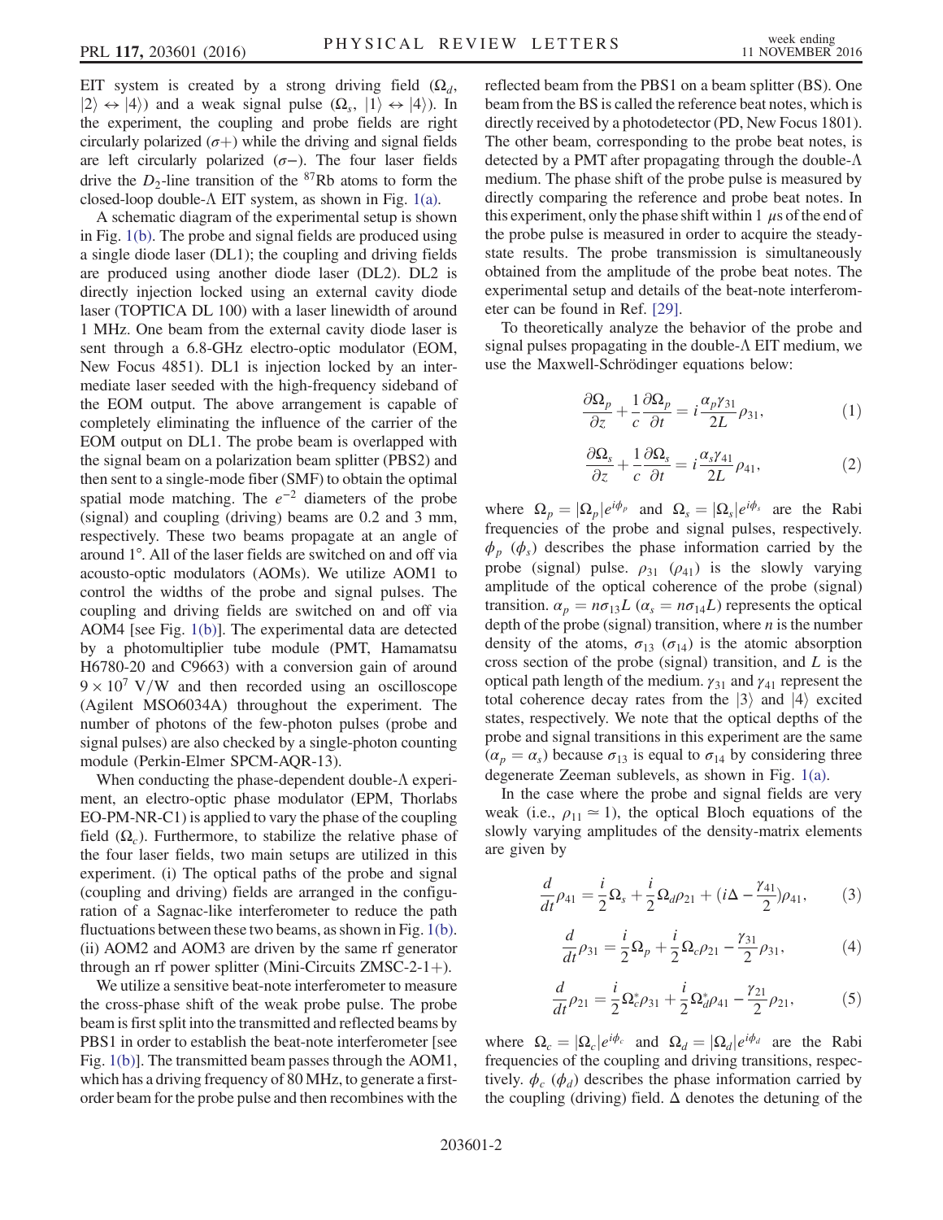EIT system is created by a strong driving field ($\Omega_d$, $|2\rangle \leftrightarrow |4\rangle$) and a weak signal pulse ($\Omega_s$, $|1\rangle \leftrightarrow |4\rangle$). In the experiment, the coupling and probe fields are right circularly polarized ($\sigma+$) while the driving and signal fields are left circularly polarized ($\sigma-$). The four laser fields drive the $D_2$-line transition of the $^{87}$Rb atoms to form the closed-loop double-$\Lambda$ EIT system, as shown in Fig. 1(a).

A schematic diagram of the experimental setup is shown in Fig. 1(b). The probe and signal fields are produced using a single diode laser (DL1); the coupling and driving fields are produced using another diode laser (DL2). DL2 is directly injection locked using an external cavity diode laser (TOPTICA DL 100) with a laser linewidth of around 1 MHz. One beam from the external cavity diode laser is sent through a 6.8-GHz electro-optic modulator (EOM, New Focus 4851). DL1 is injection locked by an intermediate laser seeded with the high-frequency sideband of the EOM output. The above arrangement is capable of completely eliminating the influence of the carrier of the EOM output on DL1. The probe beam is overlapped with the signal beam on a polarization beam splitter (PBS2) and then sent to a single-mode fiber (SMF) to obtain the optimal spatial mode matching. The $e^{-2}$ diameters of the probe (signal) and coupling (driving) beams are 0.2 and 3 mm, respectively. These two beams propagate at an angle of around 1°. All of the laser fields are switched on and off via acousto-optic modulators (AOMs). We utilize AOM1 to control the widths of the probe and signal pulses. The coupling and driving fields are switched on and off via AOM4 [see Fig. 1(b)]. The experimental data are detected by a photomultiplier tube module (PMT, Hamamatsu H6780-20 and C9663) with a conversion gain of around $9 \times 10^7$ V/W and then recorded using an oscilloscope (Agilent MSO6034A) throughout the experiment. The number of photons of the few-photon pulses (probe and signal pulses) are also checked by a single-photon counting module (Perkin-Elmer SPCM-AQR-13).

When conducting the phase-dependent double-$\Lambda$ experiment, an electro-optic phase modulator (EPM, Thorlabs EO-PM-NR-C1) is applied to vary the phase of the coupling field ($\Omega_c$). Furthermore, to stabilize the relative phase of the four laser fields, two main setups are utilized in this experiment. (i) The optical paths of the probe and signal (coupling and driving) fields are arranged in the configuration of a Sagnac-like interferometer to reduce the path fluctuations between these two beams, as shown in Fig. 1(b). (ii) AOM2 and AOM3 are driven by the same rf generator through an rf power splitter (Mini-Circuits ZMSC-2-1+).

We utilize a sensitive beat-note interferometer to measure the cross-phase shift of the weak probe pulse. The probe beam is first split into the transmitted and reflected beams by PBS1 in order to establish the beat-note interferometer [see Fig. 1(b)]. The transmitted beam passes through the AOM1, which has a driving frequency of 80 MHz, to generate a first-order beam for the probe pulse and then recombines with the reflected beam from the PBS1 on a beam splitter (BS). One beam from the BS is called the reference beat notes, which is directly received by a photodetector (PD, New Focus 1801). The other beam, corresponding to the probe beat notes, is detected by a PMT after propagating through the double-$\Lambda$ medium. The phase shift of the probe pulse is measured by directly comparing the reference and probe beat notes. In this experiment, only the phase shift within 1 $\mu$s of the end of the probe pulse is measured in order to acquire the steady-state results. The probe transmission is simultaneously obtained from the amplitude of the probe beat notes. The experimental setup and details of the beat-note interferometer can be found in Ref. [29].

To theoretically analyze the behavior of the probe and signal pulses propagating in the double-$\Lambda$ EIT medium, we use the Maxwell-Schrödinger equations below:

$$\frac{\partial \Omega_p}{\partial z} + \frac{1}{c}\frac{\partial \Omega_p}{\partial t} = i\frac{\alpha_p \gamma_{31}}{2L}\rho_{31}, \tag{1}$$

$$\frac{\partial \Omega_s}{\partial z} + \frac{1}{c}\frac{\partial \Omega_s}{\partial t} = i\frac{\alpha_s \gamma_{41}}{2L}\rho_{41}, \tag{2}$$

where $\Omega_p = |\Omega_p|e^{i\phi_p}$ and $\Omega_s = |\Omega_s|e^{i\phi_s}$ are the Rabi frequencies of the probe and signal pulses, respectively. $\phi_p$ ($\phi_s$) describes the phase information carried by the probe (signal) pulse. $\rho_{31}$ ($\rho_{41}$) is the slowly varying amplitude of the optical coherence of the probe (signal) transition. $\alpha_p = n\sigma_{13}L$ ($\alpha_s = n\sigma_{14}L$) represents the optical depth of the probe (signal) transition, where $n$ is the number density of the atoms, $\sigma_{13}$ ($\sigma_{14}$) is the atomic absorption cross section of the probe (signal) transition, and $L$ is the optical path length of the medium. $\gamma_{31}$ and $\gamma_{41}$ represent the total coherence decay rates from the $|3\rangle$ and $|4\rangle$ excited states, respectively. We note that the optical depths of the probe and signal transitions in this experiment are the same ($\alpha_p = \alpha_s$) because $\sigma_{13}$ is equal to $\sigma_{14}$ by considering three degenerate Zeeman sublevels, as shown in Fig. 1(a).

In the case where the probe and signal fields are very weak (i.e., $\rho_{11} \simeq 1$), the optical Bloch equations of the slowly varying amplitudes of the density-matrix elements are given by

$$\frac{d}{dt}\rho_{41} = \frac{i}{2}\Omega_s + \frac{i}{2}\Omega_d\rho_{21} + \left(i\Delta - \frac{\gamma_{41}}{2}\right)\rho_{41}, \tag{3}$$

$$\frac{d}{dt}\rho_{31} = \frac{i}{2}\Omega_p + \frac{i}{2}\Omega_c\rho_{21} - \frac{\gamma_{31}}{2}\rho_{31}, \tag{4}$$

$$\frac{d}{dt}\rho_{21} = \frac{i}{2}\Omega_c^*\rho_{31} + \frac{i}{2}\Omega_d^*\rho_{41} - \frac{\gamma_{21}}{2}\rho_{21}, \tag{5}$$

where $\Omega_c = |\Omega_c|e^{i\phi_c}$ and $\Omega_d = |\Omega_d|e^{i\phi_d}$ are the Rabi frequencies of the coupling and driving transitions, respectively. $\phi_c$ ($\phi_d$) describes the phase information carried by the coupling (driving) field. $\Delta$ denotes the detuning of the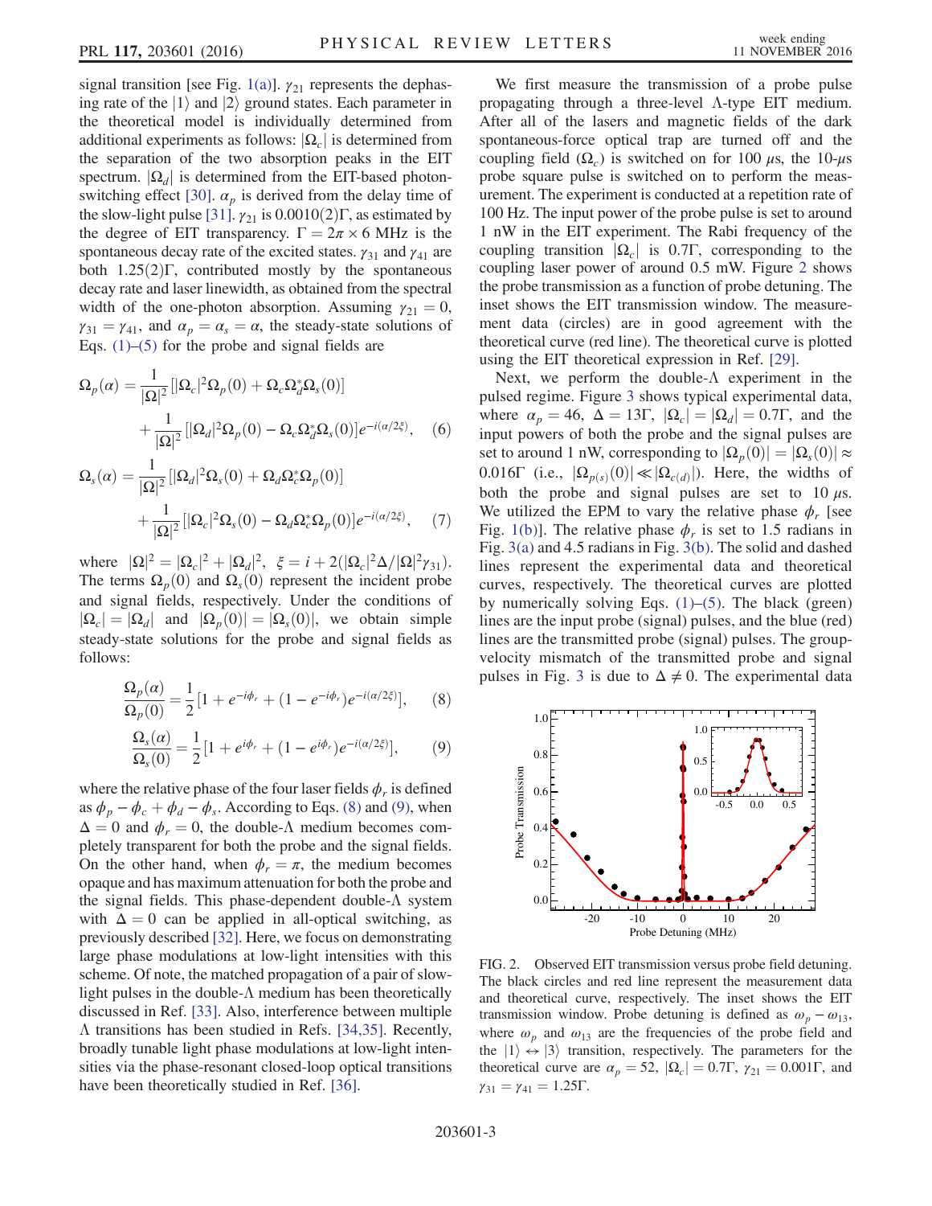signal transition [see Fig. 1(a)]. $\gamma_{21}$ represents the dephasing rate of the $|1\rangle$ and $|2\rangle$ ground states. Each parameter in the theoretical model is individually determined from additional experiments as follows: $|\Omega_c|$ is determined from the separation of the two absorption peaks in the EIT spectrum. $|\Omega_d|$ is determined from the EIT-based photon-switching effect [30]. $\alpha_p$ is derived from the delay time of the slow-light pulse [31]. $\gamma_{21}$ is $0.0010(2)\Gamma$, as estimated by the degree of EIT transparency. $\Gamma = 2\pi \times 6$ MHz is the spontaneous decay rate of the excited states. $\gamma_{31}$ and $\gamma_{41}$ are both $1.25(2)\Gamma$, contributed mostly by the spontaneous decay rate and laser linewidth, as obtained from the spectral width of the one-photon absorption. Assuming $\gamma_{21} = 0$, $\gamma_{31} = \gamma_{41}$, and $\alpha_p = \alpha_s = \alpha$, the steady-state solutions of Eqs. (1)–(5) for the probe and signal fields are

$$\Omega_p(\alpha) = \frac{1}{|\Omega|^2}[|\Omega_c|^2\Omega_p(0) + \Omega_c\Omega_d^*\Omega_s(0)] + \frac{1}{|\Omega|^2}[|\Omega_d|^2\Omega_p(0) - \Omega_c\Omega_d^*\Omega_s(0)]e^{-i(\alpha/2\xi)}, \quad (6)$$

$$\Omega_s(\alpha) = \frac{1}{|\Omega|^2}[|\Omega_d|^2\Omega_s(0) + \Omega_d\Omega_c^*\Omega_p(0)] + \frac{1}{|\Omega|^2}[|\Omega_c|^2\Omega_s(0) - \Omega_d\Omega_c^*\Omega_p(0)]e^{-i(\alpha/2\xi)}, \quad (7)$$

where $|\Omega|^2 = |\Omega_c|^2 + |\Omega_d|^2$, $\xi = i + 2(|\Omega_c|^2\Delta/|\Omega|^2\gamma_{31})$. The terms $\Omega_p(0)$ and $\Omega_s(0)$ represent the incident probe and signal fields, respectively. Under the conditions of $|\Omega_c| = |\Omega_d|$ and $|\Omega_p(0)| = |\Omega_s(0)|$, we obtain simple steady-state solutions for the probe and signal fields as follows:

$$\frac{\Omega_p(\alpha)}{\Omega_p(0)} = \frac{1}{2}[1 + e^{-i\phi_r} + (1 - e^{-i\phi_r})e^{-i(\alpha/2\xi)}], \quad (8)$$

$$\frac{\Omega_s(\alpha)}{\Omega_s(0)} = \frac{1}{2}[1 + e^{i\phi_r} + (1 - e^{i\phi_r})e^{-i(\alpha/2\xi)}], \quad (9)$$

where the relative phase of the four laser fields $\phi_r$ is defined as $\phi_p - \phi_c + \phi_d - \phi_s$. According to Eqs. (8) and (9), when $\Delta = 0$ and $\phi_r = 0$, the double-$\Lambda$ medium becomes completely transparent for both the probe and the signal fields. On the other hand, when $\phi_r = \pi$, the medium becomes opaque and has maximum attenuation for both the probe and the signal fields. This phase-dependent double-$\Lambda$ system with $\Delta = 0$ can be applied in all-optical switching, as previously described [32]. Here, we focus on demonstrating large phase modulations at low-light intensities with this scheme. Of note, the matched propagation of a pair of slow-light pulses in the double-$\Lambda$ medium has been theoretically discussed in Ref. [33]. Also, interference between multiple $\Lambda$ transitions has been studied in Refs. [34,35]. Recently, broadly tunable light phase modulations at low-light intensities via the phase-resonant closed-loop optical transitions have been theoretically studied in Ref. [36].

We first measure the transmission of a probe pulse propagating through a three-level $\Lambda$-type EIT medium. After all of the lasers and magnetic fields of the dark spontaneous-force optical trap are turned off and the coupling field ($\Omega_c$) is switched on for 100 $\mu$s, the 10-$\mu$s probe square pulse is switched on to perform the measurement. The experiment is conducted at a repetition rate of 100 Hz. The input power of the probe pulse is set to around 1 nW in the EIT experiment. The Rabi frequency of the coupling transition $|\Omega_c|$ is $0.7\Gamma$, corresponding to the coupling laser power of around 0.5 mW. Figure 2 shows the probe transmission as a function of probe detuning. The inset shows the EIT transmission window. The measurement data (circles) are in good agreement with the theoretical curve (red line). The theoretical curve is plotted using the EIT theoretical expression in Ref. [29].

Next, we perform the double-$\Lambda$ experiment in the pulsed regime. Figure 3 shows typical experimental data, where $\alpha_p = 46$, $\Delta = 13\Gamma$, $|\Omega_c| = |\Omega_d| = 0.7\Gamma$, and the input powers of both the probe and the signal pulses are set to around 1 nW, corresponding to $|\Omega_p(0)| = |\Omega_s(0)| \approx 0.016\Gamma$ (i.e., $|\Omega_{p(s)}(0)| \ll |\Omega_{c(d)}|$). Here, the widths of both the probe and signal pulses are set to 10 $\mu$s. We utilized the EPM to vary the relative phase $\phi_r$ [see Fig. 1(b)]. The relative phase $\phi_r$ is set to 1.5 radians in Fig. 3(a) and 4.5 radians in Fig. 3(b). The solid and dashed lines represent the experimental data and theoretical curves, respectively. The theoretical curves are plotted by numerically solving Eqs. (1)–(5). The black (green) lines are the input probe (signal) pulses, and the blue (red) lines are the transmitted probe (signal) pulses. The group-velocity mismatch of the transmitted probe and signal pulses in Fig. 3 is due to $\Delta \neq 0$. The experimental data

FIG. 2. Observed EIT transmission versus probe field detuning. The black circles and red line represent the measurement data and theoretical curve, respectively. The inset shows the EIT transmission window. Probe detuning is defined as $\omega_p - \omega_{13}$, where $\omega_p$ and $\omega_{13}$ are the frequencies of the probe field and the $|1\rangle \leftrightarrow |3\rangle$ transition, respectively. The parameters for the theoretical curve are $\alpha_p = 52$, $|\Omega_c| = 0.7\Gamma$, $\gamma_{21} = 0.001\Gamma$, and $\gamma_{31} = \gamma_{41} = 1.25\Gamma$.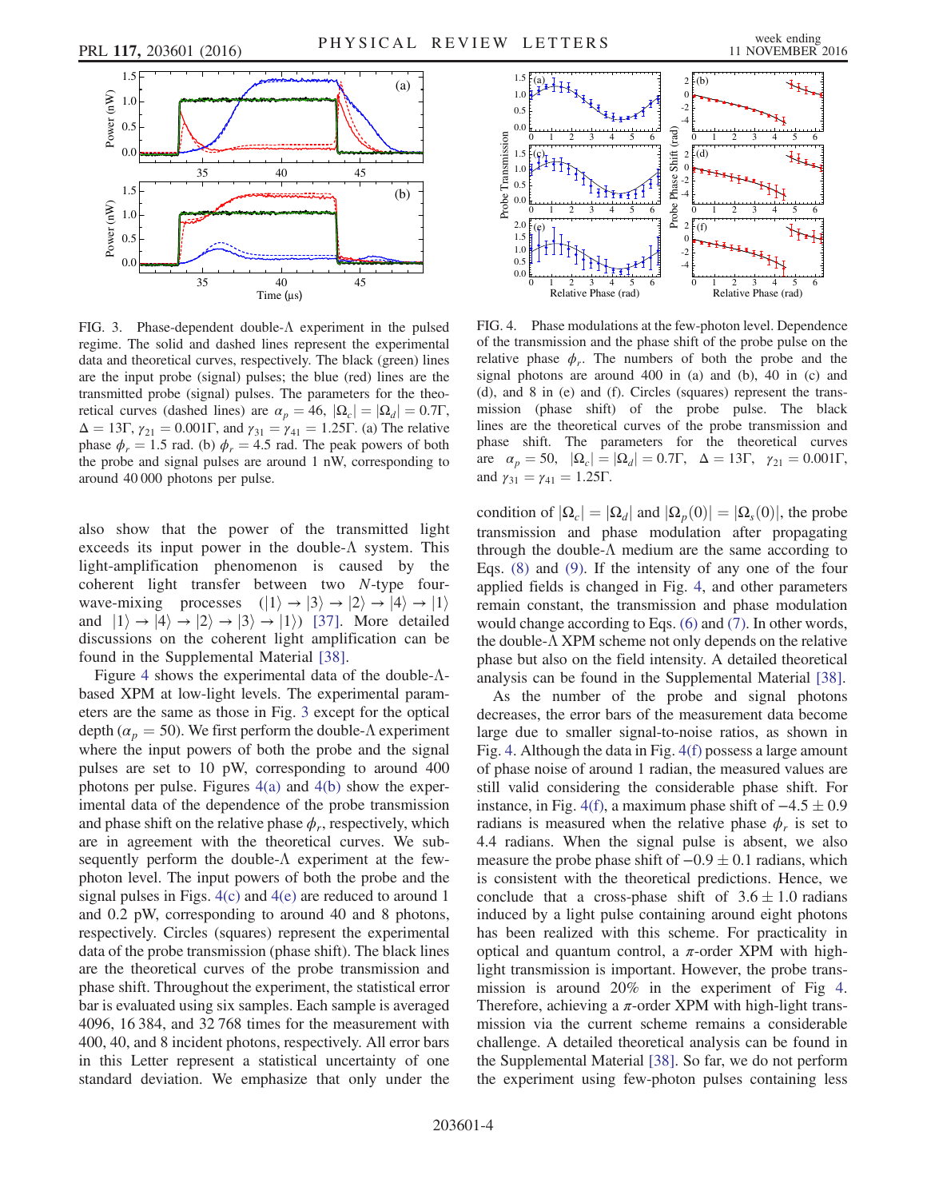FIG. 3. Phase-dependent double-Λ experiment in the pulsed regime. The solid and dashed lines represent the experimental data and theoretical curves, respectively. The black (green) lines are the input probe (signal) pulses; the blue (red) lines are the transmitted probe (signal) pulses. The parameters for the theoretical curves (dashed lines) are $\alpha_p = 46$, $|\Omega_c| = |\Omega_d| = 0.7\Gamma$, $\Delta = 13\Gamma$, $\gamma_{21} = 0.001\Gamma$, and $\gamma_{31} = \gamma_{41} = 1.25\Gamma$. (a) The relative phase $\phi_r = 1.5$ rad. (b) $\phi_r = 4.5$ rad. The peak powers of both the probe and signal pulses are around 1 nW, corresponding to around 40 000 photons per pulse.

FIG. 4. Phase modulations at the few-photon level. Dependence of the transmission and the phase shift of the probe pulse on the relative phase $\phi_r$. The numbers of both the probe and the signal photons are around 400 in (a) and (b), 40 in (c) and (d), and 8 in (e) and (f). Circles (squares) represent the transmission (phase shift) of the probe pulse. The black lines are the theoretical curves of the probe transmission and phase shift. The parameters for the theoretical curves are $\alpha_p = 50$, $|\Omega_c| = |\Omega_d| = 0.7\Gamma$, $\Delta = 13\Gamma$, $\gamma_{21} = 0.001\Gamma$, and $\gamma_{31} = \gamma_{41} = 1.25\Gamma$.

also show that the power of the transmitted light exceeds its input power in the double-Λ system. This light-amplification phenomenon is caused by the coherent light transfer between two $N$-type four-wave-mixing processes ($|1\rangle \rightarrow |3\rangle \rightarrow |2\rangle \rightarrow |4\rangle \rightarrow |1\rangle$ and $|1\rangle \rightarrow |4\rangle \rightarrow |2\rangle \rightarrow |3\rangle \rightarrow |1\rangle$) [37]. More detailed discussions on the coherent light amplification can be found in the Supplemental Material [38].

Figure 4 shows the experimental data of the double-Λ-based XPM at low-light levels. The experimental parameters are the same as those in Fig. 3 except for the optical depth ($\alpha_p = 50$). We first perform the double-Λ experiment where the input powers of both the probe and the signal pulses are set to 10 pW, corresponding to around 400 photons per pulse. Figures 4(a) and 4(b) show the experimental data of the dependence of the probe transmission and phase shift on the relative phase $\phi_r$, respectively, which are in agreement with the theoretical curves. We subsequently perform the double-Λ experiment at the few-photon level. The input powers of both the probe and the signal pulses in Figs. 4(c) and 4(e) are reduced to around 1 and 0.2 pW, corresponding to around 40 and 8 photons, respectively. Circles (squares) represent the experimental data of the probe transmission (phase shift). The black lines are the theoretical curves of the probe transmission and phase shift. Throughout the experiment, the statistical error bar is evaluated using six samples. Each sample is averaged 4096, 16 384, and 32 768 times for the measurement with 400, 40, and 8 incident photons, respectively. All error bars in this Letter represent a statistical uncertainty of one standard deviation. We emphasize that only under the condition of $|\Omega_c| = |\Omega_d|$ and $|\Omega_p(0)| = |\Omega_s(0)|$, the probe transmission and phase modulation after propagating through the double-Λ medium are the same according to Eqs. (8) and (9). If the intensity of any one of the four applied fields is changed in Fig. 4, and other parameters remain constant, the transmission and phase modulation would change according to Eqs. (6) and (7). In other words, the double-Λ XPM scheme not only depends on the relative phase but also on the field intensity. A detailed theoretical analysis can be found in the Supplemental Material [38].

As the number of the probe and signal photons decreases, the error bars of the measurement data become large due to smaller signal-to-noise ratios, as shown in Fig. 4. Although the data in Fig. 4(f) possess a large amount of phase noise of around 1 radian, the measured values are still valid considering the considerable phase shift. For instance, in Fig. 4(f), a maximum phase shift of $-4.5 \pm 0.9$ radians is measured when the relative phase $\phi_r$ is set to 4.4 radians. When the signal pulse is absent, we also measure the probe phase shift of $-0.9 \pm 0.1$ radians, which is consistent with the theoretical predictions. Hence, we conclude that a cross-phase shift of $3.6 \pm 1.0$ radians induced by a light pulse containing around eight photons has been realized with this scheme. For practicality in optical and quantum control, a $\pi$-order XPM with high-light transmission is important. However, the probe transmission is around 20% in the experiment of Fig 4. Therefore, achieving a $\pi$-order XPM with high-light transmission via the current scheme remains a considerable challenge. A detailed theoretical analysis can be found in the Supplemental Material [38]. So far, we do not perform the experiment using few-photon pulses containing less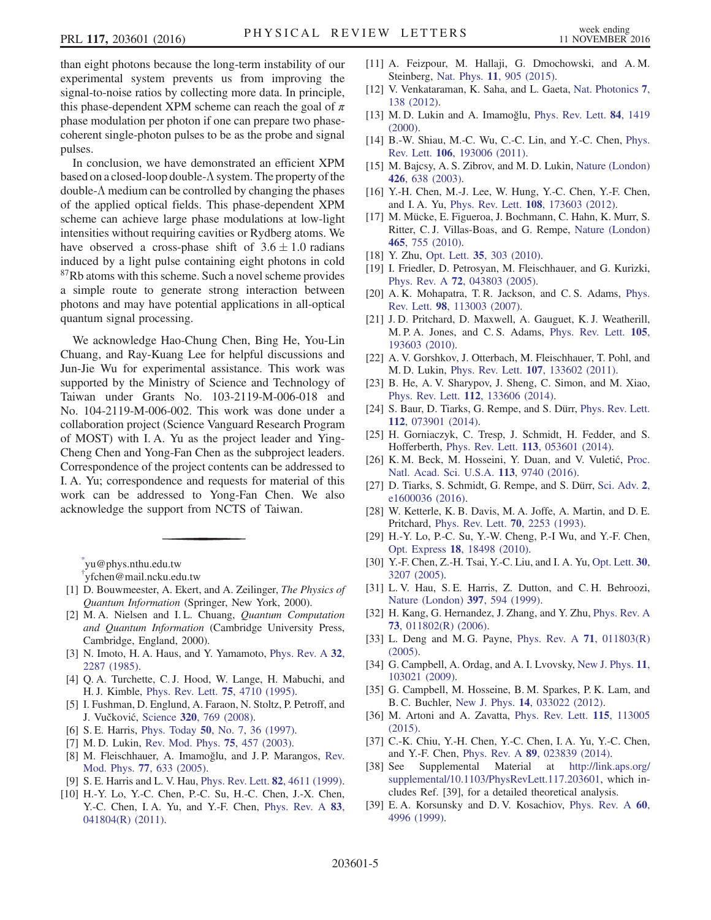than eight photons because the long-term instability of our experimental system prevents us from improving the signal-to-noise ratios by collecting more data. In principle, this phase-dependent XPM scheme can reach the goal of $\pi$ phase modulation per photon if one can prepare two phase-coherent single-photon pulses to be as the probe and signal pulses.

In conclusion, we have demonstrated an efficient XPM based on a closed-loop double-$\Lambda$ system. The property of the double-$\Lambda$ medium can be controlled by changing the phases of the applied optical fields. This phase-dependent XPM scheme can achieve large phase modulations at low-light intensities without requiring cavities or Rydberg atoms. We have observed a cross-phase shift of $3.6 \pm 1.0$ radians induced by a light pulse containing eight photons in cold $^{87}$Rb atoms with this scheme. Such a novel scheme provides a simple route to generate strong interaction between photons and may have potential applications in all-optical quantum signal processing.

We acknowledge Hao-Chung Chen, Bing He, You-Lin Chuang, and Ray-Kuang Lee for helpful discussions and Jun-Jie Wu for experimental assistance. This work was supported by the Ministry of Science and Technology of Taiwan under Grants No. 103-2119-M-006-018 and No. 104-2119-M-006-002. This work was done under a collaboration project (Science Vanguard Research Program of MOST) with I. A. Yu as the project leader and Ying-Cheng Chen and Yong-Fan Chen as the subproject leaders. Correspondence of the project contents can be addressed to I. A. Yu; correspondence and requests for material of this work can be addressed to Yong-Fan Chen. We also acknowledge the support from NCTS of Taiwan.

---

[*] yu@phys.nthu.edu.tw

[†] yfchen@mail.ncku.edu.tw

[1] D. Bouwmeester, A. Ekert, and A. Zeilinger, *The Physics of Quantum Information* (Springer, New York, 2000).

[2] M. A. Nielsen and I. L. Chuang, *Quantum Computation and Quantum Information* (Cambridge University Press, Cambridge, England, 2000).

[3] N. Imoto, H. A. Haus, and Y. Yamamoto, Phys. Rev. A **32**, 2287 (1985).

[4] Q. A. Turchette, C. J. Hood, W. Lange, H. Mabuchi, and H. J. Kimble, Phys. Rev. Lett. **75**, 4710 (1995).

[5] I. Fushman, D. Englund, A. Faraon, N. Stoltz, P. Petroff, and J. Vučković, Science **320**, 769 (2008).

[6] S. E. Harris, Phys. Today **50**, No. 7, 36 (1997).

[7] M. D. Lukin, Rev. Mod. Phys. **75**, 457 (2003).

[8] M. Fleischhauer, A. Imamoğlu, and J. P. Marangos, Rev. Mod. Phys. **77**, 633 (2005).

[9] S. E. Harris and L. V. Hau, Phys. Rev. Lett. **82**, 4611 (1999).

[10] H.-Y. Lo, Y.-C. Chen, P.-C. Su, H.-C. Chen, J.-X. Chen, Y.-C. Chen, I. A. Yu, and Y.-F. Chen, Phys. Rev. A **83**, 041804(R) (2011).

[11] A. Feizpour, M. Hallaji, G. Dmochowski, and A. M. Steinberg, Nat. Phys. **11**, 905 (2015).

[12] V. Venkataraman, K. Saha, and L. Gaeta, Nat. Photonics **7**, 138 (2012).

[13] M. D. Lukin and A. Imamoğlu, Phys. Rev. Lett. **84**, 1419 (2000).

[14] B.-W. Shiau, M.-C. Wu, C.-C. Lin, and Y.-C. Chen, Phys. Rev. Lett. **106**, 193006 (2011).

[15] M. Bajcsy, A. S. Zibrov, and M. D. Lukin, Nature (London) **426**, 638 (2003).

[16] Y.-H. Chen, M.-J. Lee, W. Hung, Y.-C. Chen, Y.-F. Chen, and I. A. Yu, Phys. Rev. Lett. **108**, 173603 (2012).

[17] M. Mücke, E. Figueroa, J. Bochmann, C. Hahn, K. Murr, S. Ritter, C. J. Villas-Boas, and G. Rempe, Nature (London) **465**, 755 (2010).

[18] Y. Zhu, Opt. Lett. **35**, 303 (2010).

[19] I. Friedler, D. Petrosyan, M. Fleischhauer, and G. Kurizki, Phys. Rev. A **72**, 043803 (2005).

[20] A. K. Mohapatra, T. R. Jackson, and C. S. Adams, Phys. Rev. Lett. **98**, 113003 (2007).

[21] J. D. Pritchard, D. Maxwell, A. Gauguet, K. J. Weatherill, M. P. A. Jones, and C. S. Adams, Phys. Rev. Lett. **105**, 193603 (2010).

[22] A. V. Gorshkov, J. Otterbach, M. Fleischhauer, T. Pohl, and M. D. Lukin, Phys. Rev. Lett. **107**, 133602 (2011).

[23] B. He, A. V. Sharypov, J. Sheng, C. Simon, and M. Xiao, Phys. Rev. Lett. **112**, 133606 (2014).

[24] S. Baur, D. Tiarks, G. Rempe, and S. Dürr, Phys. Rev. Lett. **112**, 073901 (2014).

[25] H. Gorniaczyk, C. Tresp, J. Schmidt, H. Fedder, and S. Hofferberth, Phys. Rev. Lett. **113**, 053601 (2014).

[26] K. M. Beck, M. Hosseini, Y. Duan, and V. Vuletić, Proc. Natl. Acad. Sci. U.S.A. **113**, 9740 (2016).

[27] D. Tiarks, S. Schmidt, G. Rempe, and S. Dürr, Sci. Adv. **2**, e1600036 (2016).

[28] W. Ketterle, K. B. Davis, M. A. Joffe, A. Martin, and D. E. Pritchard, Phys. Rev. Lett. **70**, 2253 (1993).

[29] H.-Y. Lo, P.-C. Su, Y.-W. Cheng, P.-I Wu, and Y.-F. Chen, Opt. Express **18**, 18498 (2010).

[30] Y.-F. Chen, Z.-H. Tsai, Y.-C. Liu, and I. A. Yu, Opt. Lett. **30**, 3207 (2005).

[31] L. V. Hau, S. E. Harris, Z. Dutton, and C. H. Behroozi, Nature (London) **397**, 594 (1999).

[32] H. Kang, G. Hernandez, J. Zhang, and Y. Zhu, Phys. Rev. A **73**, 011802(R) (2006).

[33] L. Deng and M. G. Payne, Phys. Rev. A **71**, 011803(R) (2005).

[34] G. Campbell, A. Ordag, and A. I. Lvovsky, New J. Phys. **11**, 103021 (2009).

[35] G. Campbell, M. Hosseine, B. M. Sparkes, P. K. Lam, and B. C. Buchler, New J. Phys. **14**, 033022 (2012).

[36] M. Artoni and A. Zavatta, Phys. Rev. Lett. **115**, 113005 (2015).

[37] C.-K. Chiu, Y.-H. Chen, Y.-C. Chen, I. A. Yu, Y.-C. Chen, and Y.-F. Chen, Phys. Rev. A **89**, 023839 (2014).

[38] See Supplemental Material at http://link.aps.org/supplemental/10.1103/PhysRevLett.117.203601, which includes Ref. [39], for a detailed theoretical analysis.

[39] E. A. Korsunsky and D. V. Kosachiov, Phys. Rev. A **60**, 4996 (1999).